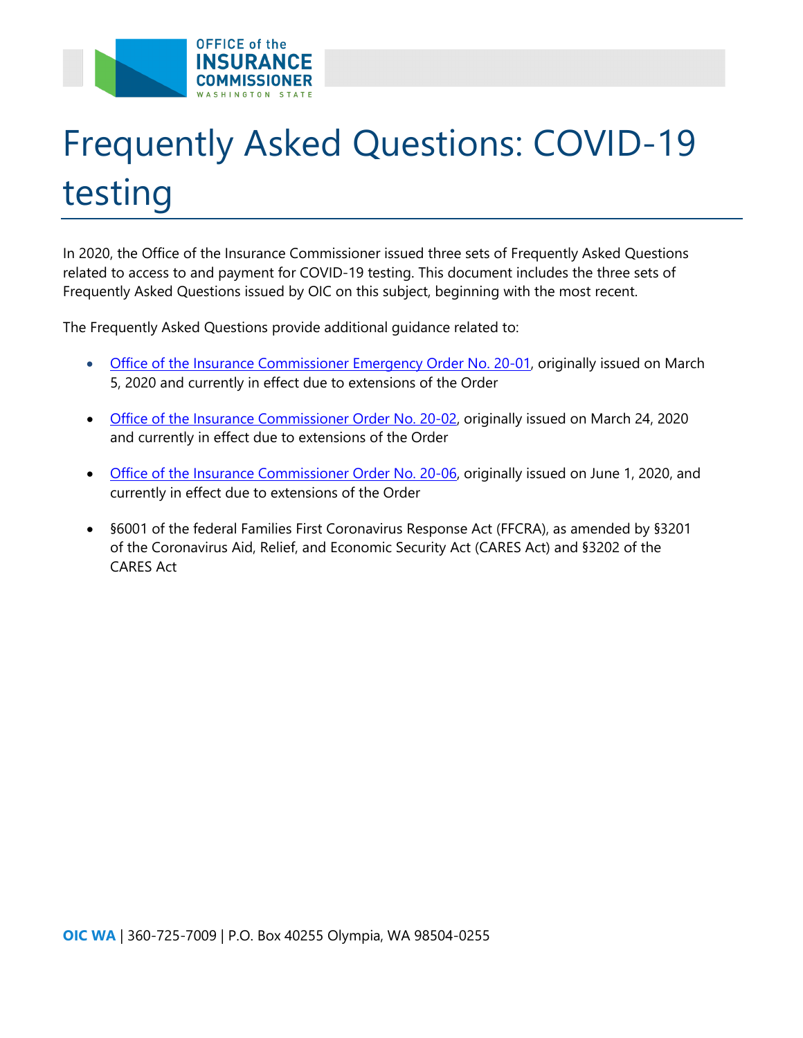# Frequently Asked Questions: COVID-19 testing

In 2020, the Office of the Insurance Commissioner issued three sets of Frequently Asked Questions related to access to and payment for COVID-19 testing. This document includes the three sets of Frequently Asked Questions issued by OIC on this subject, beginning with the most recent.

The Frequently Asked Questions provide additional guidance related to:

- Office of the Insurance Commissioner Emergency Order No. 20-01, originally issued on March 5, 2020 and currently in effect due to extensions of the Order
- Office of the Insurance Commissioner Order No. 20-02, originally issued on March 24, 2020 and currently in effect due to extensions of the Order
- Office of the Insurance Commissioner Order No. 20-06, originally issued on June 1, 2020, and currently in effect due to extensions of the Order
- §6001 of the federal Families First Coronavirus Response Act (FFCRA), as amended by §3201 of the Coronavirus Aid, Relief, and Economic Security Act (CARES Act) and §3202 of the CARES Act

**OIC WA** | 360-725-7009 | P.O. Box 40255 Olympia, WA 98504-0255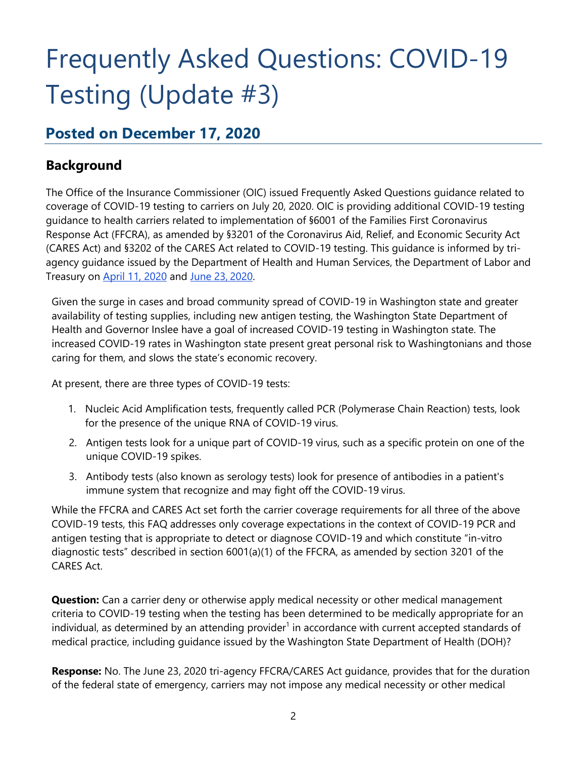# Frequently Asked Questions: COVID-19 Testing (Update #3)

## Posted on December 17, 2020

## Background

The Office of the Insurance Commissioner (OIC) issued Frequently Asked Questions guidance related to coverage of COVID-19 testing to carriers on July 20, 2020. OIC is providing additional COVID-19 testing guidance to health carriers related to implementation of §6001 of the Families First Coronavirus Response Act (FFCRA), as amended by §3201 of the Coronavirus Aid, Relief, and Economic Security Act (CARES Act) and §3202 of the CARES Act related to COVID-19 testing. This guidance is informed by tri-agency guidance issued by the Department of Health and Human Services, the Department of Labor and Treasury on April 11, 2020 and June 23, 2020.

Given the surge in cases and broad community spread of COVID-19 in Washington state and greater availability of testing supplies, including new antigen testing, the Washington State Department of Health and Governor Inslee have a goal of increased COVID-19 testing in Washington state. The increased COVID-19 rates in Washington state present great personal risk to Washingtonians and those caring for them, and slows the state's economic recovery.

At present, there are three types of COVID-19 tests:

1. Nucleic Acid Amplification tests, frequently called PCR (Polymerase Chain Reaction) tests, look for the presence of the unique RNA of COVID-19 virus.
2. Antigen tests look for a unique part of COVID-19 virus, such as a specific protein on one of the unique COVID-19 spikes.
3. Antibody tests (also known as serology tests) look for presence of antibodies in a patient's immune system that recognize and may fight off the COVID-19 virus.

While the FFCRA and CARES Act set forth the carrier coverage requirements for all three of the above COVID-19 tests, this FAQ addresses only coverage expectations in the context of COVID-19 PCR and antigen testing that is appropriate to detect or diagnose COVID-19 and which constitute "in-vitro diagnostic tests" described in section 6001(a)(1) of the FFCRA, as amended by section 3201 of the CARES Act.

**Question:** Can a carrier deny or otherwise apply medical necessity or other medical management criteria to COVID-19 testing when the testing has been determined to be medically appropriate for an individual, as determined by an attending provider[1] in accordance with current accepted standards of medical practice, including guidance issued by the Washington State Department of Health (DOH)?

**Response:** No. The June 23, 2020 tri-agency FFCRA/CARES Act guidance, provides that for the duration of the federal state of emergency, carriers may not impose any medical necessity or other medical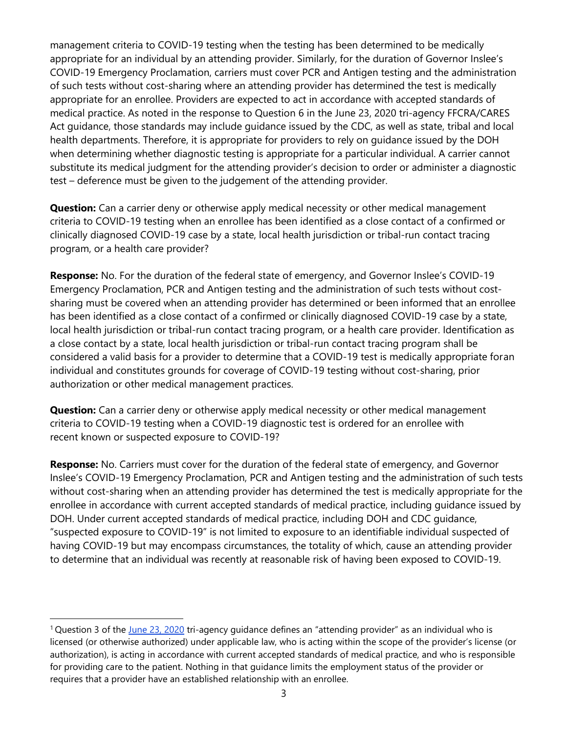management criteria to COVID-19 testing when the testing has been determined to be medically appropriate for an individual by an attending provider. Similarly, for the duration of Governor Inslee's COVID-19 Emergency Proclamation, carriers must cover PCR and Antigen testing and the administration of such tests without cost-sharing where an attending provider has determined the test is medically appropriate for an enrollee. Providers are expected to act in accordance with accepted standards of medical practice. As noted in the response to Question 6 in the June 23, 2020 tri-agency FFCRA/CARES Act guidance, those standards may include guidance issued by the CDC, as well as state, tribal and local health departments. Therefore, it is appropriate for providers to rely on guidance issued by the DOH when determining whether diagnostic testing is appropriate for a particular individual. A carrier cannot substitute its medical judgment for the attending provider's decision to order or administer a diagnostic test – deference must be given to the judgement of the attending provider.

**Question:** Can a carrier deny or otherwise apply medical necessity or other medical management criteria to COVID-19 testing when an enrollee has been identified as a close contact of a confirmed or clinically diagnosed COVID-19 case by a state, local health jurisdiction or tribal-run contact tracing program, or a health care provider?

**Response:** No. For the duration of the federal state of emergency, and Governor Inslee's COVID-19 Emergency Proclamation, PCR and Antigen testing and the administration of such tests without cost-sharing must be covered when an attending provider has determined or been informed that an enrollee has been identified as a close contact of a confirmed or clinically diagnosed COVID-19 case by a state, local health jurisdiction or tribal-run contact tracing program, or a health care provider. Identification as a close contact by a state, local health jurisdiction or tribal-run contact tracing program shall be considered a valid basis for a provider to determine that a COVID-19 test is medically appropriate foran individual and constitutes grounds for coverage of COVID-19 testing without cost-sharing, prior authorization or other medical management practices.

**Question:** Can a carrier deny or otherwise apply medical necessity or other medical management criteria to COVID-19 testing when a COVID-19 diagnostic test is ordered for an enrollee with recent known or suspected exposure to COVID-19?

**Response:** No. Carriers must cover for the duration of the federal state of emergency, and Governor Inslee's COVID-19 Emergency Proclamation, PCR and Antigen testing and the administration of such tests without cost-sharing when an attending provider has determined the test is medically appropriate for the enrollee in accordance with current accepted standards of medical practice, including guidance issued by DOH. Under current accepted standards of medical practice, including DOH and CDC guidance, "suspected exposure to COVID-19" is not limited to exposure to an identifiable individual suspected of having COVID-19 but may encompass circumstances, the totality of which, cause an attending provider to determine that an individual was recently at reasonable risk of having been exposed to COVID-19.

---

[1] Question 3 of the June 23, 2020 tri-agency guidance defines an "attending provider" as an individual who is licensed (or otherwise authorized) under applicable law, who is acting within the scope of the provider's license (or authorization), is acting in accordance with current accepted standards of medical practice, and who is responsible for providing care to the patient. Nothing in that guidance limits the employment status of the provider or requires that a provider have an established relationship with an enrollee.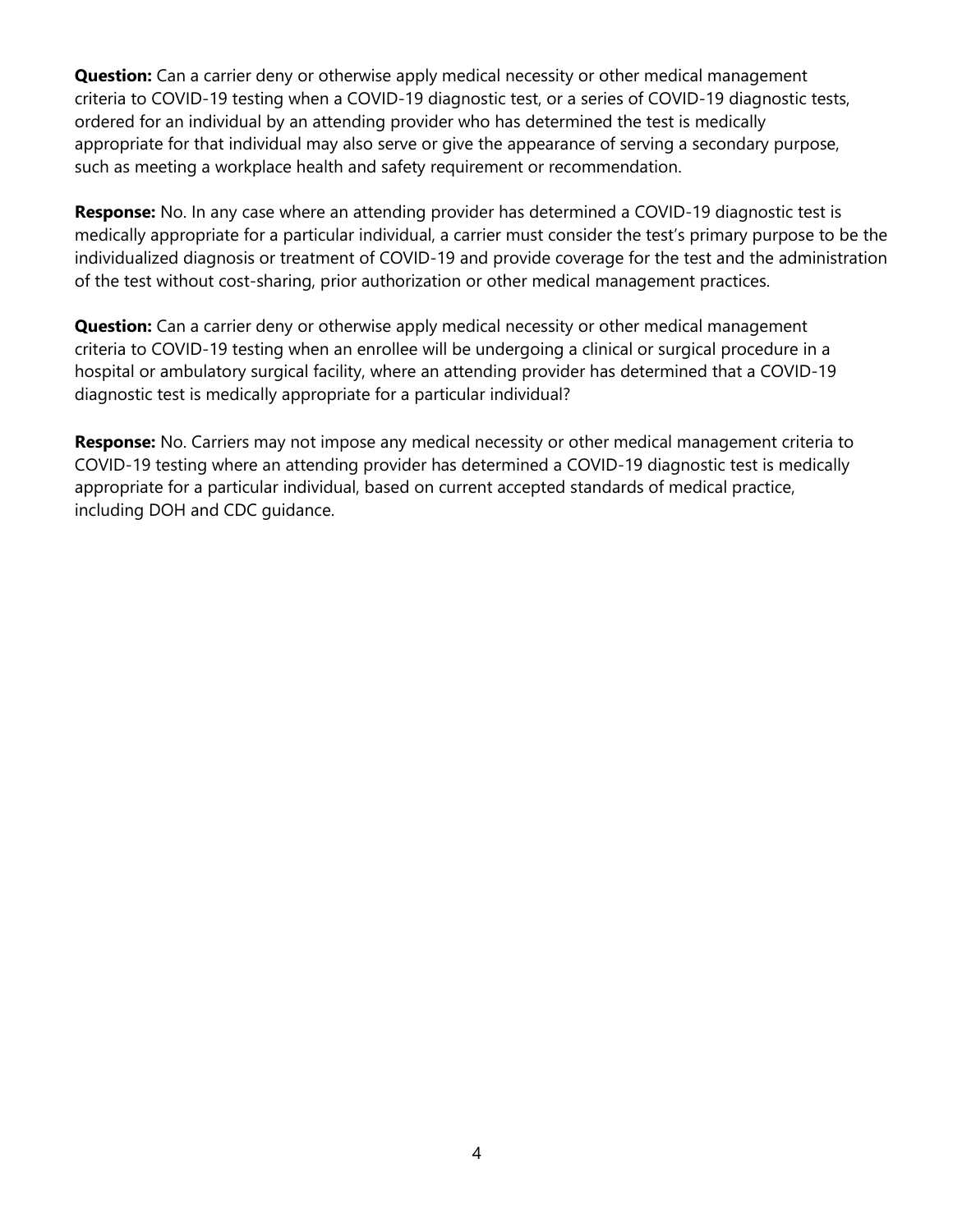**Question:** Can a carrier deny or otherwise apply medical necessity or other medical management criteria to COVID-19 testing when a COVID-19 diagnostic test, or a series of COVID-19 diagnostic tests, ordered for an individual by an attending provider who has determined the test is medically appropriate for that individual may also serve or give the appearance of serving a secondary purpose, such as meeting a workplace health and safety requirement or recommendation.

**Response:** No. In any case where an attending provider has determined a COVID-19 diagnostic test is medically appropriate for a particular individual, a carrier must consider the test's primary purpose to be the individualized diagnosis or treatment of COVID-19 and provide coverage for the test and the administration of the test without cost-sharing, prior authorization or other medical management practices.

**Question:** Can a carrier deny or otherwise apply medical necessity or other medical management criteria to COVID-19 testing when an enrollee will be undergoing a clinical or surgical procedure in a hospital or ambulatory surgical facility, where an attending provider has determined that a COVID-19 diagnostic test is medically appropriate for a particular individual?

**Response:** No. Carriers may not impose any medical necessity or other medical management criteria to COVID-19 testing where an attending provider has determined a COVID-19 diagnostic test is medically appropriate for a particular individual, based on current accepted standards of medical practice, including DOH and CDC guidance.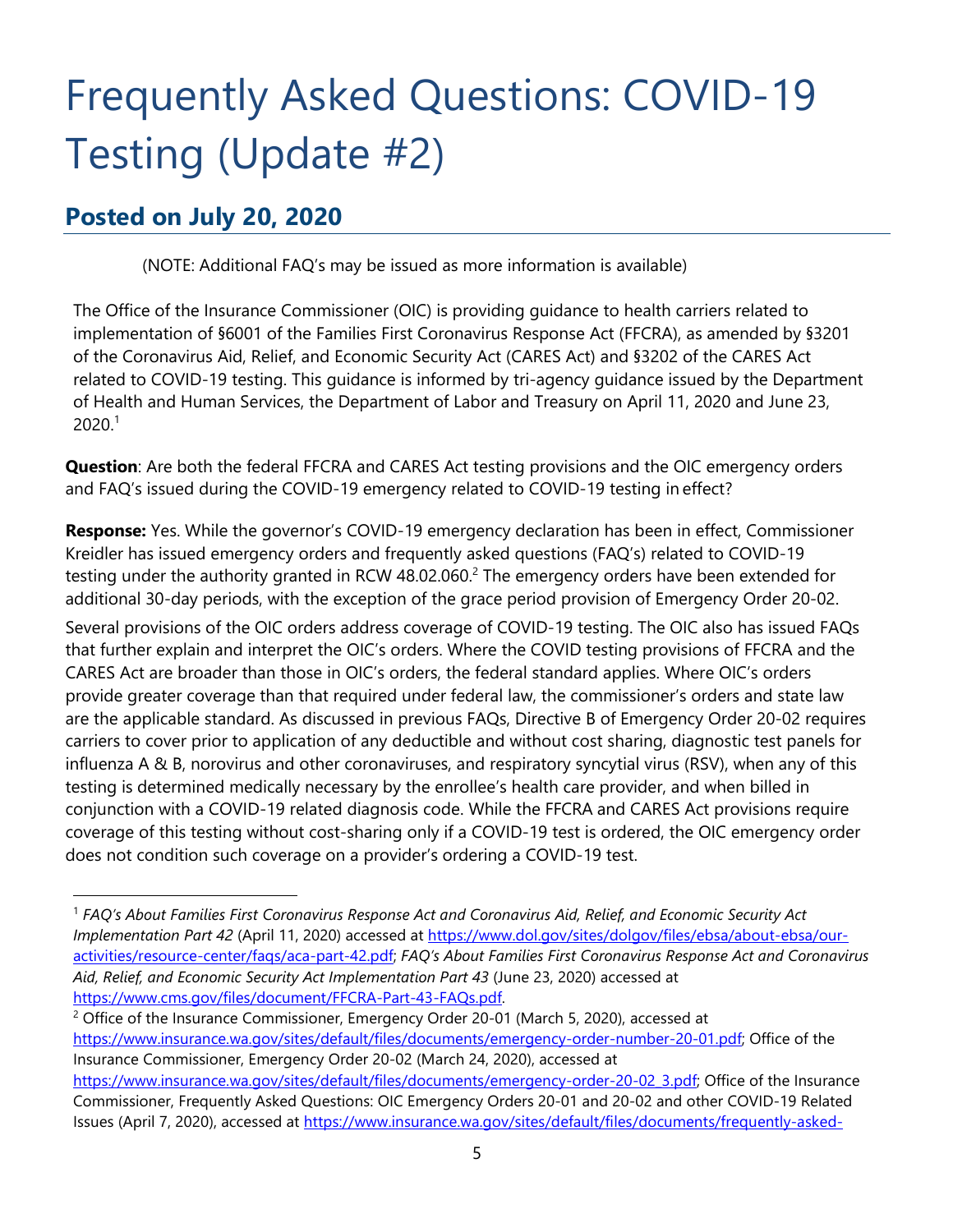# Frequently Asked Questions: COVID-19 Testing (Update #2)

## Posted on July 20, 2020

(NOTE: Additional FAQ's may be issued as more information is available)

The Office of the Insurance Commissioner (OIC) is providing guidance to health carriers related to implementation of §6001 of the Families First Coronavirus Response Act (FFCRA), as amended by §3201 of the Coronavirus Aid, Relief, and Economic Security Act (CARES Act) and §3202 of the CARES Act related to COVID-19 testing. This guidance is informed by tri-agency guidance issued by the Department of Health and Human Services, the Department of Labor and Treasury on April 11, 2020 and June 23, 2020.[1]

**Question**: Are both the federal FFCRA and CARES Act testing provisions and the OIC emergency orders and FAQ's issued during the COVID-19 emergency related to COVID-19 testing in effect?

**Response:** Yes. While the governor's COVID-19 emergency declaration has been in effect, Commissioner Kreidler has issued emergency orders and frequently asked questions (FAQ's) related to COVID-19 testing under the authority granted in RCW 48.02.060.[2] The emergency orders have been extended for additional 30-day periods, with the exception of the grace period provision of Emergency Order 20-02.

Several provisions of the OIC orders address coverage of COVID-19 testing. The OIC also has issued FAQs that further explain and interpret the OIC's orders. Where the COVID testing provisions of FFCRA and the CARES Act are broader than those in OIC's orders, the federal standard applies. Where OIC's orders provide greater coverage than that required under federal law, the commissioner's orders and state law are the applicable standard. As discussed in previous FAQs, Directive B of Emergency Order 20-02 requires carriers to cover prior to application of any deductible and without cost sharing, diagnostic test panels for influenza A & B, norovirus and other coronaviruses, and respiratory syncytial virus (RSV), when any of this testing is determined medically necessary by the enrollee's health care provider, and when billed in conjunction with a COVID-19 related diagnosis code. While the FFCRA and CARES Act provisions require coverage of this testing without cost-sharing only if a COVID-19 test is ordered, the OIC emergency order does not condition such coverage on a provider's ordering a COVID-19 test.

---

[1] *FAQ's About Families First Coronavirus Response Act and Coronavirus Aid, Relief, and Economic Security Act Implementation Part 42* (April 11, 2020) accessed at https://www.dol.gov/sites/dolgov/files/ebsa/about-ebsa/our-activities/resource-center/faqs/aca-part-42.pdf; *FAQ's About Families First Coronavirus Response Act and Coronavirus Aid, Relief, and Economic Security Act Implementation Part 43* (June 23, 2020) accessed at https://www.cms.gov/files/document/FFCRA-Part-43-FAQs.pdf.

[2] Office of the Insurance Commissioner, Emergency Order 20-01 (March 5, 2020), accessed at https://www.insurance.wa.gov/sites/default/files/documents/emergency-order-number-20-01.pdf; Office of the Insurance Commissioner, Emergency Order 20-02 (March 24, 2020), accessed at https://www.insurance.wa.gov/sites/default/files/documents/emergency-order-20-02_3.pdf; Office of the Insurance Commissioner, Frequently Asked Questions: OIC Emergency Orders 20-01 and 20-02 and other COVID-19 Related Issues (April 7, 2020), accessed at https://www.insurance.wa.gov/sites/default/files/documents/frequently-asked-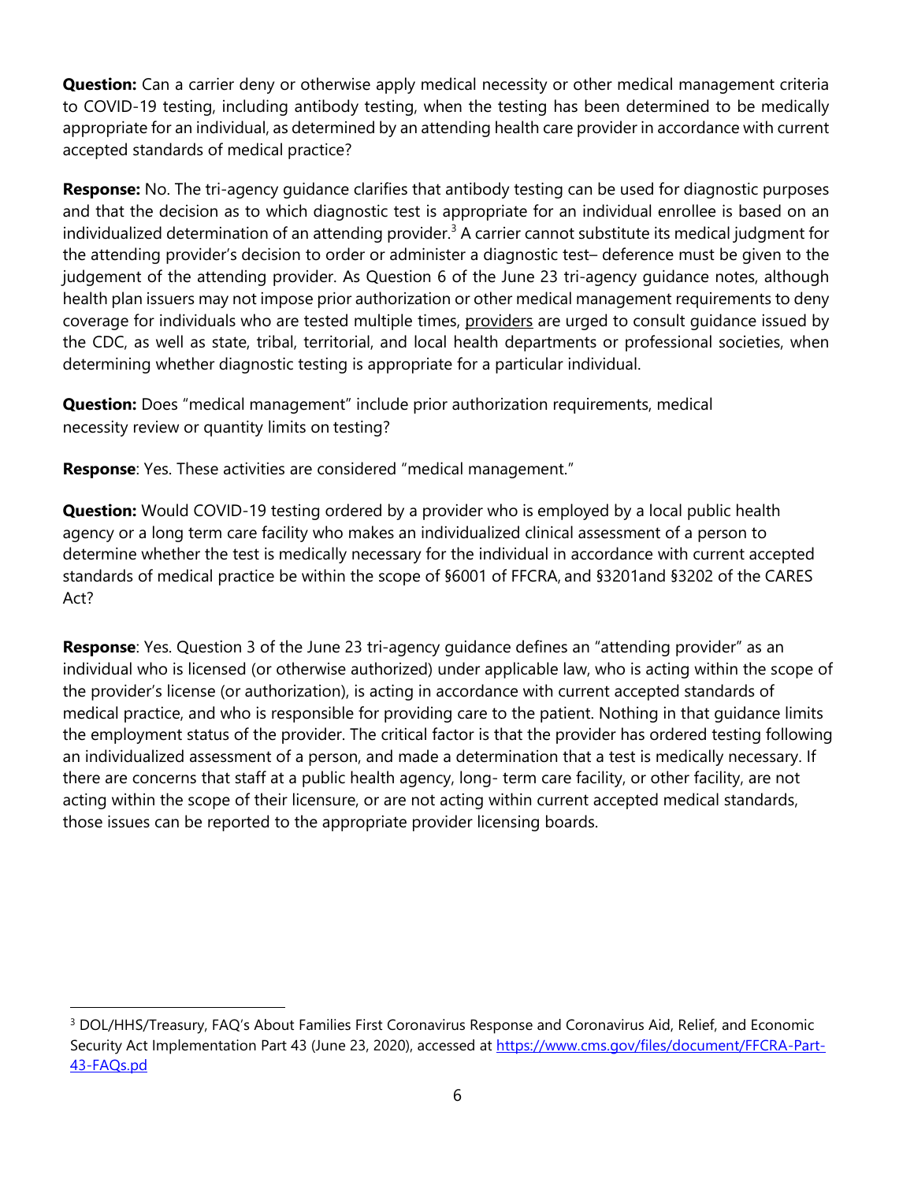**Question:** Can a carrier deny or otherwise apply medical necessity or other medical management criteria to COVID-19 testing, including antibody testing, when the testing has been determined to be medically appropriate for an individual, as determined by an attending health care provider in accordance with current accepted standards of medical practice?

**Response:** No. The tri-agency guidance clarifies that antibody testing can be used for diagnostic purposes and that the decision as to which diagnostic test is appropriate for an individual enrollee is based on an individualized determination of an attending provider.[3] A carrier cannot substitute its medical judgment for the attending provider's decision to order or administer a diagnostic test– deference must be given to the judgement of the attending provider. As Question 6 of the June 23 tri-agency guidance notes, although health plan issuers may not impose prior authorization or other medical management requirements to deny coverage for individuals who are tested multiple times, <u>providers</u> are urged to consult guidance issued by the CDC, as well as state, tribal, territorial, and local health departments or professional societies, when determining whether diagnostic testing is appropriate for a particular individual.

**Question:** Does "medical management" include prior authorization requirements, medical necessity review or quantity limits on testing?

**Response**: Yes. These activities are considered "medical management."

**Question:** Would COVID-19 testing ordered by a provider who is employed by a local public health agency or a long term care facility who makes an individualized clinical assessment of a person to determine whether the test is medically necessary for the individual in accordance with current accepted standards of medical practice be within the scope of §6001 of FFCRA, and §3201and §3202 of the CARES Act?

**Response**: Yes. Question 3 of the June 23 tri-agency guidance defines an "attending provider" as an individual who is licensed (or otherwise authorized) under applicable law, who is acting within the scope of the provider's license (or authorization), is acting in accordance with current accepted standards of medical practice, and who is responsible for providing care to the patient. Nothing in that guidance limits the employment status of the provider. The critical factor is that the provider has ordered testing following an individualized assessment of a person, and made a determination that a test is medically necessary. If there are concerns that staff at a public health agency, long- term care facility, or other facility, are not acting within the scope of their licensure, or are not acting within current accepted medical standards, those issues can be reported to the appropriate provider licensing boards.

---

[3] DOL/HHS/Treasury, FAQ's About Families First Coronavirus Response and Coronavirus Aid, Relief, and Economic Security Act Implementation Part 43 (June 23, 2020), accessed at https://www.cms.gov/files/document/FFCRA-Part-43-FAQs.pd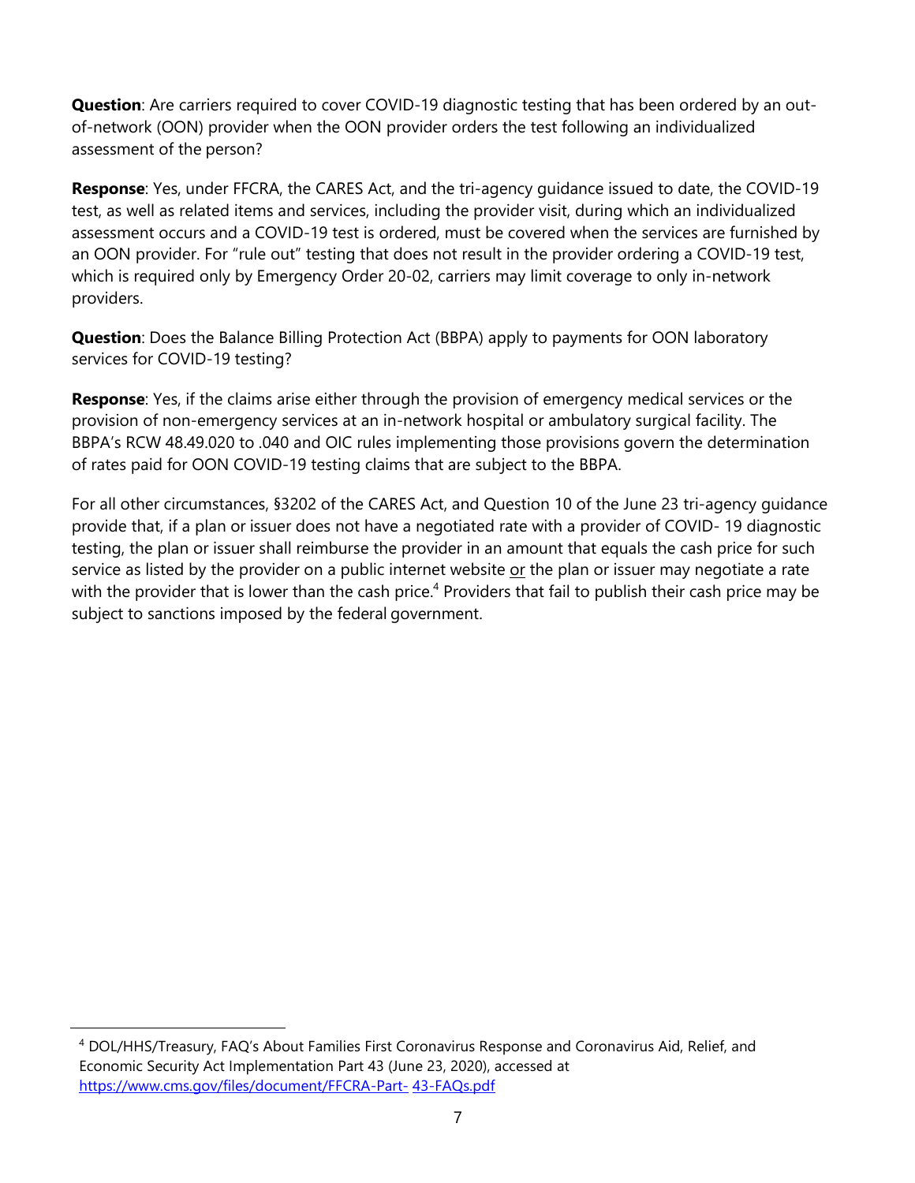**Question**: Are carriers required to cover COVID-19 diagnostic testing that has been ordered by an out-of-network (OON) provider when the OON provider orders the test following an individualized assessment of the person?

**Response**: Yes, under FFCRA, the CARES Act, and the tri-agency guidance issued to date, the COVID-19 test, as well as related items and services, including the provider visit, during which an individualized assessment occurs and a COVID-19 test is ordered, must be covered when the services are furnished by an OON provider. For "rule out" testing that does not result in the provider ordering a COVID-19 test, which is required only by Emergency Order 20-02, carriers may limit coverage to only in-network providers.

**Question**: Does the Balance Billing Protection Act (BBPA) apply to payments for OON laboratory services for COVID-19 testing?

**Response**: Yes, if the claims arise either through the provision of emergency medical services or the provision of non-emergency services at an in-network hospital or ambulatory surgical facility. The BBPA's RCW 48.49.020 to .040 and OIC rules implementing those provisions govern the determination of rates paid for OON COVID-19 testing claims that are subject to the BBPA.

For all other circumstances, §3202 of the CARES Act, and Question 10 of the June 23 tri-agency guidance provide that, if a plan or issuer does not have a negotiated rate with a provider of COVID- 19 diagnostic testing, the plan or issuer shall reimburse the provider in an amount that equals the cash price for such service as listed by the provider on a public internet website or the plan or issuer may negotiate a rate with the provider that is lower than the cash price.[4] Providers that fail to publish their cash price may be subject to sanctions imposed by the federal government.

---

[4] DOL/HHS/Treasury, FAQ's About Families First Coronavirus Response and Coronavirus Aid, Relief, and Economic Security Act Implementation Part 43 (June 23, 2020), accessed at https://www.cms.gov/files/document/FFCRA-Part- 43-FAQs.pdf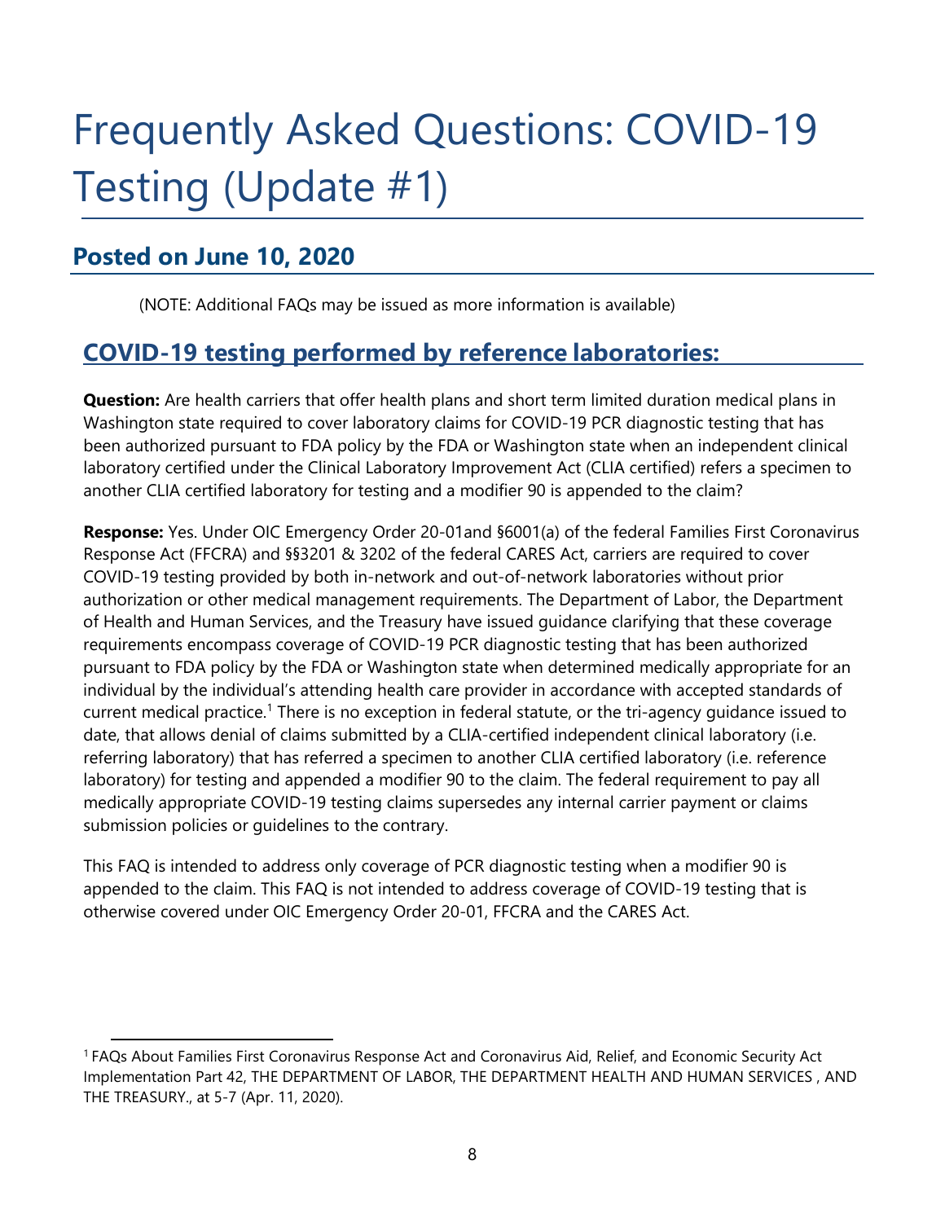# Frequently Asked Questions: COVID-19 Testing (Update #1)

## Posted on June 10, 2020

(NOTE: Additional FAQs may be issued as more information is available)

## COVID-19 testing performed by reference laboratories:

**Question:** Are health carriers that offer health plans and short term limited duration medical plans in Washington state required to cover laboratory claims for COVID-19 PCR diagnostic testing that has been authorized pursuant to FDA policy by the FDA or Washington state when an independent clinical laboratory certified under the Clinical Laboratory Improvement Act (CLIA certified) refers a specimen to another CLIA certified laboratory for testing and a modifier 90 is appended to the claim?

**Response:** Yes. Under OIC Emergency Order 20-01and §6001(a) of the federal Families First Coronavirus Response Act (FFCRA) and §§3201 & 3202 of the federal CARES Act, carriers are required to cover COVID-19 testing provided by both in-network and out-of-network laboratories without prior authorization or other medical management requirements. The Department of Labor, the Department of Health and Human Services, and the Treasury have issued guidance clarifying that these coverage requirements encompass coverage of COVID-19 PCR diagnostic testing that has been authorized pursuant to FDA policy by the FDA or Washington state when determined medically appropriate for an individual by the individual's attending health care provider in accordance with accepted standards of current medical practice.[1] There is no exception in federal statute, or the tri-agency guidance issued to date, that allows denial of claims submitted by a CLIA-certified independent clinical laboratory (i.e. referring laboratory) that has referred a specimen to another CLIA certified laboratory (i.e. reference laboratory) for testing and appended a modifier 90 to the claim. The federal requirement to pay all medically appropriate COVID-19 testing claims supersedes any internal carrier payment or claims submission policies or guidelines to the contrary.

This FAQ is intended to address only coverage of PCR diagnostic testing when a modifier 90 is appended to the claim. This FAQ is not intended to address coverage of COVID-19 testing that is otherwise covered under OIC Emergency Order 20-01, FFCRA and the CARES Act.

[1] FAQs About Families First Coronavirus Response Act and Coronavirus Aid, Relief, and Economic Security Act Implementation Part 42, THE DEPARTMENT OF LABOR, THE DEPARTMENT HEALTH AND HUMAN SERVICES , AND THE TREASURY., at 5-7 (Apr. 11, 2020).